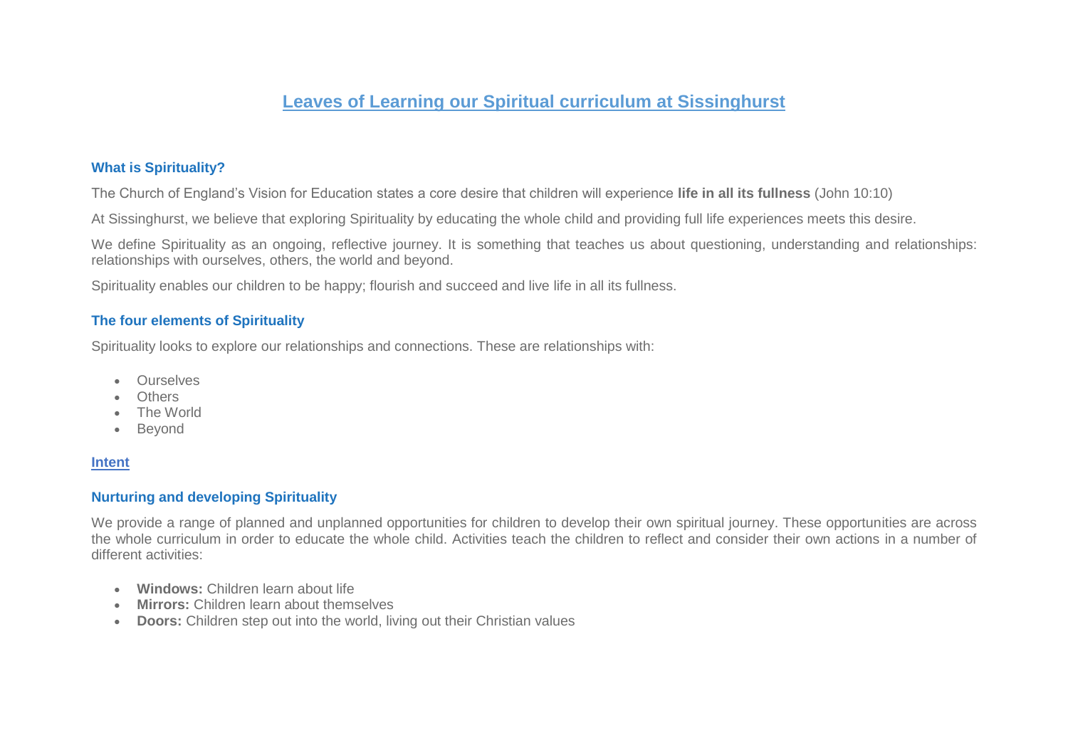# Leaves of Learning our Spiritual curriculum at Sissinghurst

### What is Spirituality?

The Church of England's Vision for Education states a core desire that children will experience **life in all its fullness** (John 10:10)

At Sissinghurst, we believe that exploring Spirituality by educating the whole child and providing full life experiences meets this desire.

We define Spirituality as an ongoing, reflective journey. It is something that teaches us about questioning, understanding and relationships: relationships with ourselves, others, the world and beyond.

Spirituality enables our children to be happy; flourish and succeed and live life in all its fullness.

### The four elements of Spirituality

Spirituality looks to explore our relationships and connections. These are relationships with:

- Ourselves
- Others
- The World
- Beyond

## Intent

### Nurturing and developing Spirituality

We provide a range of planned and unplanned opportunities for children to develop their own spiritual journey. These opportunities are across the whole curriculum in order to educate the whole child. Activities teach the children to reflect and consider their own actions in a number of different activities:

- **Windows:** Children learn about life
- **Mirrors:** Children learn about themselves
- **Doors:** Children step out into the world, living out their Christian values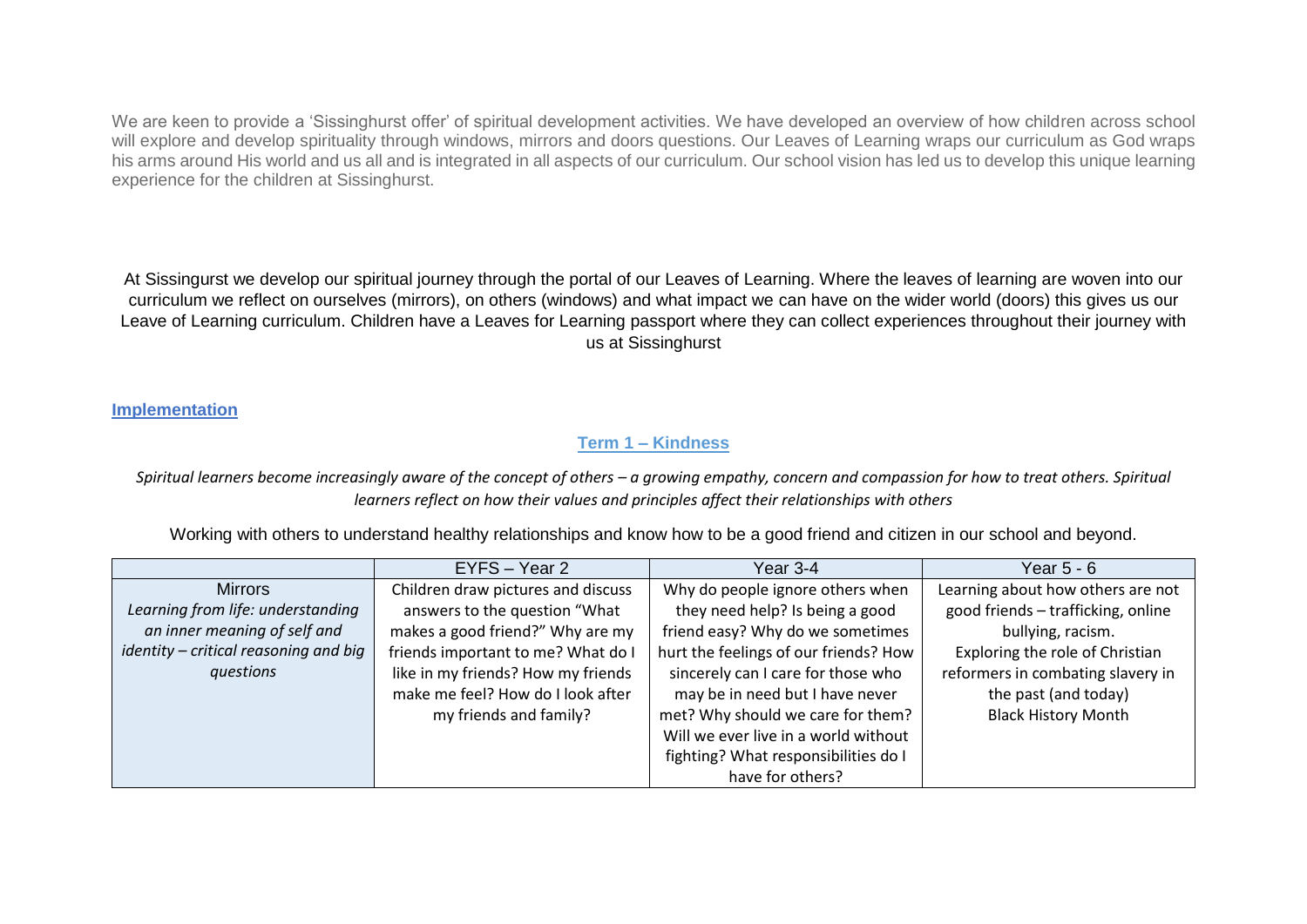We are keen to provide a 'Sissinghurst offer' of spiritual development activities. We have developed an overview of how children across school will explore and develop spirituality through windows, mirrors and doors questions. Our Leaves of Learning wraps our curriculum as God wraps his arms around His world and us all and is integrated in all aspects of our curriculum. Our school vision has led us to develop this unique learning experience for the children at Sissinghurst.

At Sissingurst we develop our spiritual journey through the portal of our Leaves of Learning. Where the leaves of learning are woven into our curriculum we reflect on ourselves (mirrors), on others (windows) and what impact we can have on the wider world (doors) this gives us our Leave of Learning curriculum. Children have a Leaves for Learning passport where they can collect experiences throughout their journey with us at Sissinghurst

## Implementation

### Term 1 – Kindness

*Spiritual learners become increasingly aware of the concept of others – a growing empathy, concern and compassion for how to treat others. Spiritual learners reflect on how their values and principles affect their relationships with others*

Working with others to understand healthy relationships and know how to be a good friend and citizen in our school and beyond.

| | EYFS – Year 2 | Year 3-4 | Year 5 - 6 |
|---|---|---|---|
| Mirrors<br>*Learning from life: understanding an inner meaning of self and identity – critical reasoning and big questions* | Children draw pictures and discuss answers to the question "What makes a good friend?" Why are my friends important to me? What do I like in my friends? How my friends make me feel? How do I look after my friends and family? | Why do people ignore others when they need help? Is being a good friend easy? Why do we sometimes hurt the feelings of our friends? How sincerely can I care for those who may be in need but I have never met? Why should we care for them? Will we ever live in a world without fighting? What responsibilities do I have for others? | Learning about how others are not good friends – trafficking, online bullying, racism.<br>Exploring the role of Christian reformers in combating slavery in the past (and today)<br>Black History Month |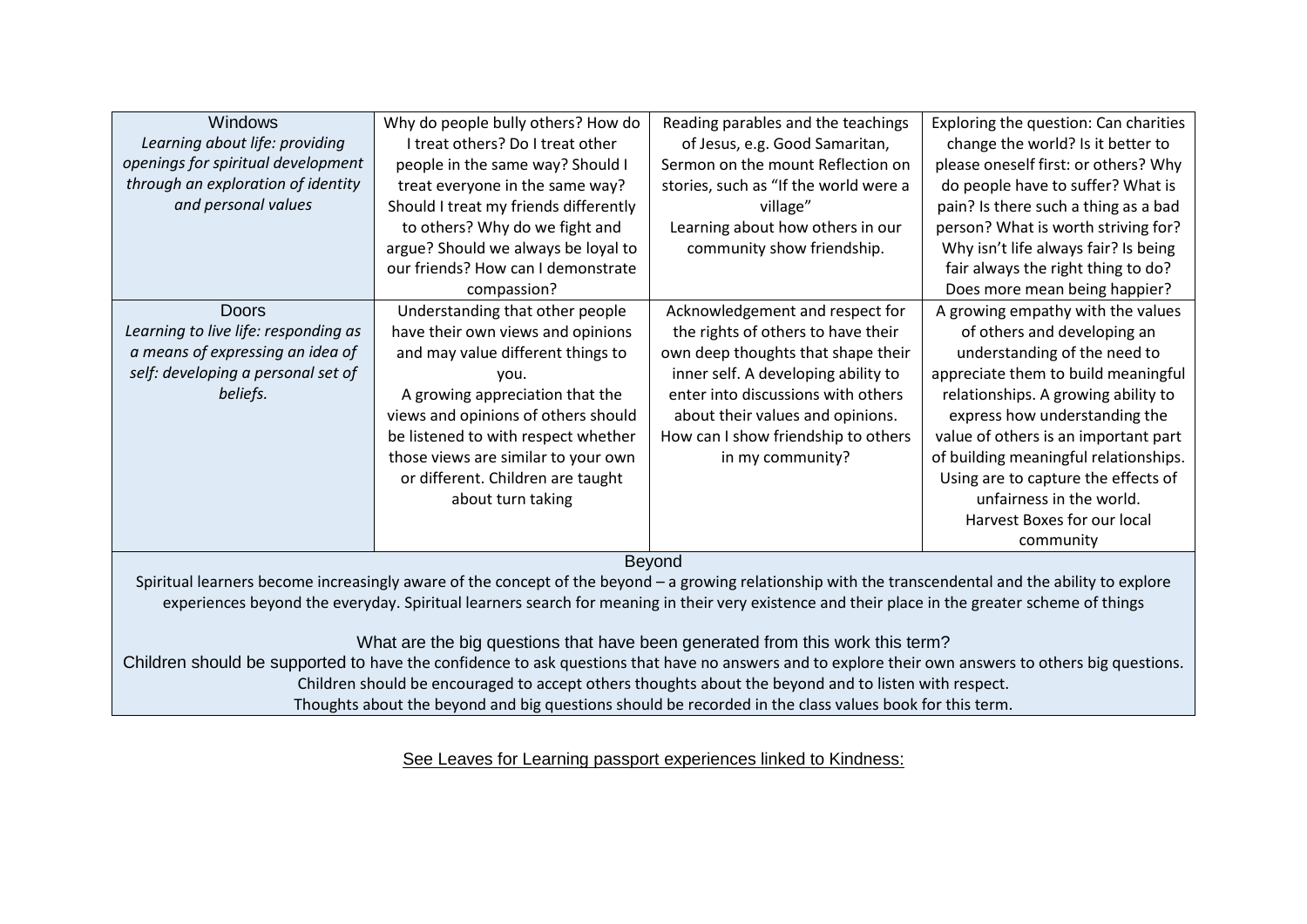| | | | |
|---|---|---|---|
| Windows<br>*Learning about life: providing openings for spiritual development through an exploration of identity and personal values* | Why do people bully others? How do I treat others? Do I treat other people in the same way? Should I treat everyone in the same way? Should I treat my friends differently to others? Why do we fight and argue? Should we always be loyal to our friends? How can I demonstrate compassion? | Reading parables and the teachings of Jesus, e.g. Good Samaritan, Sermon on the mount Reflection on stories, such as "If the world were a village"<br>Learning about how others in our community show friendship. | Exploring the question: Can charities change the world? Is it better to please oneself first: or others? Why do people have to suffer? What is pain? Is there such a thing as a bad person? What is worth striving for? Why isn't life always fair? Is being fair always the right thing to do? Does more mean being happier? |
| Doors<br>*Learning to live life: responding as a means of expressing an idea of self: developing a personal set of beliefs.* | Understanding that other people have their own views and opinions and may value different things to you.<br>A growing appreciation that the views and opinions of others should be listened to with respect whether those views are similar to your own or different. Children are taught about turn taking | Acknowledgement and respect for the rights of others to have their own deep thoughts that shape their inner self. A developing ability to enter into discussions with others about their values and opinions. How can I show friendship to others in my community? | A growing empathy with the values of others and developing an understanding of the need to appreciate them to build meaningful relationships. A growing ability to express how understanding the value of others is an important part of building meaningful relationships. Using are to capture the effects of unfairness in the world.<br>Harvest Boxes for our local community |

**Beyond**

Spiritual learners become increasingly aware of the concept of the beyond – a growing relationship with the transcendental and the ability to explore experiences beyond the everyday. Spiritual learners search for meaning in their very existence and their place in the greater scheme of things

What are the big questions that have been generated from this work this term?

Children should be supported to have the confidence to ask questions that have no answers and to explore their own answers to others big questions.

Children should be encouraged to accept others thoughts about the beyond and to listen with respect.

Thoughts about the beyond and big questions should be recorded in the class values book for this term.

<u>See Leaves for Learning passport experiences linked to Kindness:</u>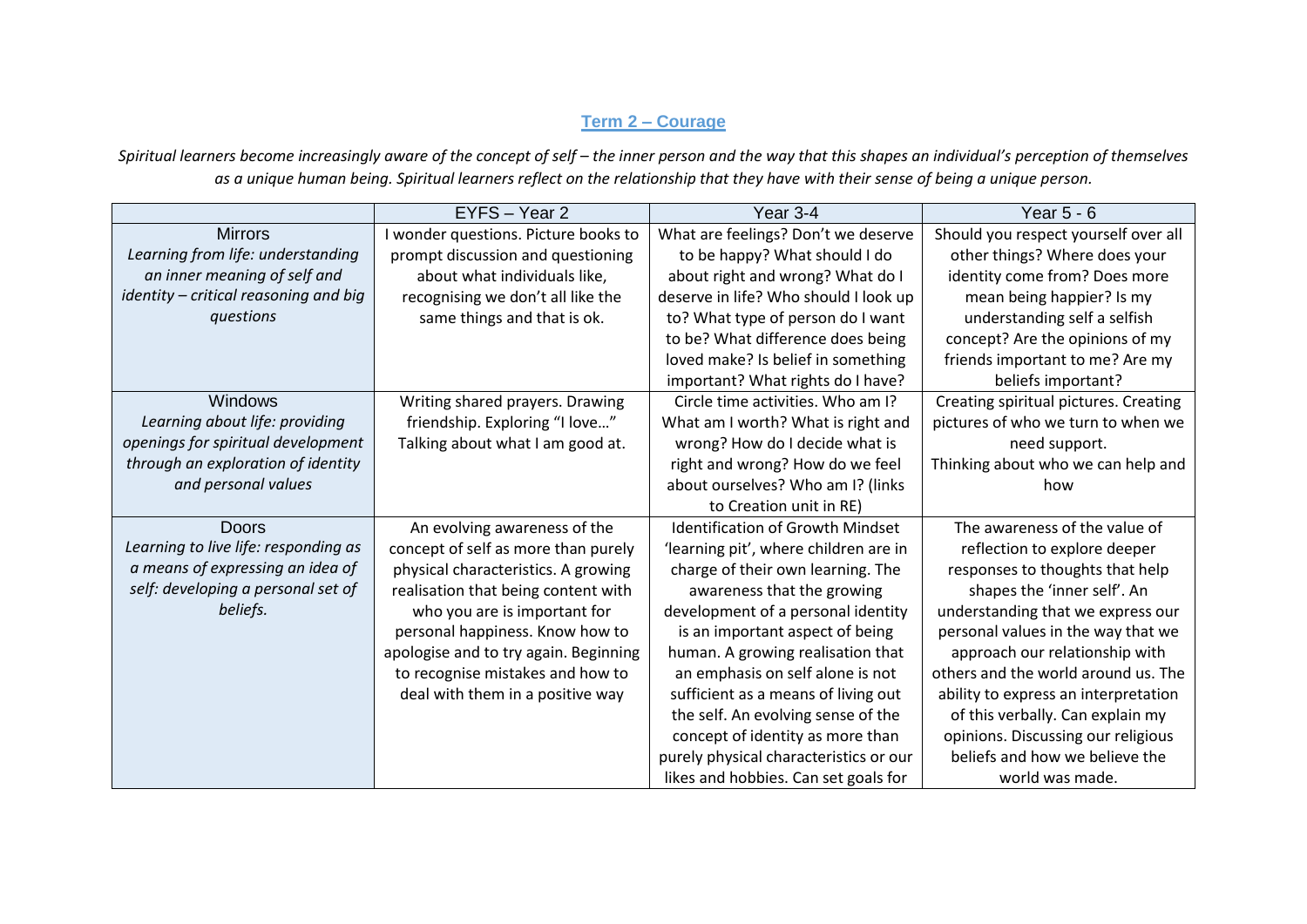## Term 2 – Courage

*Spiritual learners become increasingly aware of the concept of self – the inner person and the way that this shapes an individual's perception of themselves as a unique human being. Spiritual learners reflect on the relationship that they have with their sense of being a unique person.*

| | EYFS – Year 2 | Year 3-4 | Year 5 - 6 |
|---|---|---|---|
| Mirrors<br>*Learning from life: understanding an inner meaning of self and identity – critical reasoning and big questions* | I wonder questions. Picture books to prompt discussion and questioning about what individuals like, recognising we don't all like the same things and that is ok. | What are feelings? Don't we deserve to be happy? What should I do about right and wrong? What do I deserve in life? Who should I look up to? What type of person do I want to be? What difference does being loved make? Is belief in something important? What rights do I have? | Should you respect yourself over all other things? Where does your identity come from? Does more mean being happier? Is my understanding self a selfish concept? Are the opinions of my friends important to me? Are my beliefs important? |
| Windows<br>*Learning about life: providing openings for spiritual development through an exploration of identity and personal values* | Writing shared prayers. Drawing friendship. Exploring "I love…" Talking about what I am good at. | Circle time activities. Who am I? What am I worth? What is right and wrong? How do I decide what is right and wrong? How do we feel about ourselves? Who am I? (links to Creation unit in RE) | Creating spiritual pictures. Creating pictures of who we turn to when we need support.<br>Thinking about who we can help and how |
| Doors<br>*Learning to live life: responding as a means of expressing an idea of self: developing a personal set of beliefs.* | An evolving awareness of the concept of self as more than purely physical characteristics. A growing realisation that being content with who you are is important for personal happiness. Know how to apologise and to try again. Beginning to recognise mistakes and how to deal with them in a positive way | Identification of Growth Mindset 'learning pit', where children are in charge of their own learning. The awareness that the growing development of a personal identity is an important aspect of being human. A growing realisation that an emphasis on self alone is not sufficient as a means of living out the self. An evolving sense of the concept of identity as more than purely physical characteristics or our likes and hobbies. Can set goals for | The awareness of the value of reflection to explore deeper responses to thoughts that help shapes the 'inner self'. An understanding that we express our personal values in the way that we approach our relationship with others and the world around us. The ability to express an interpretation of this verbally. Can explain my opinions. Discussing our religious beliefs and how we believe the world was made. |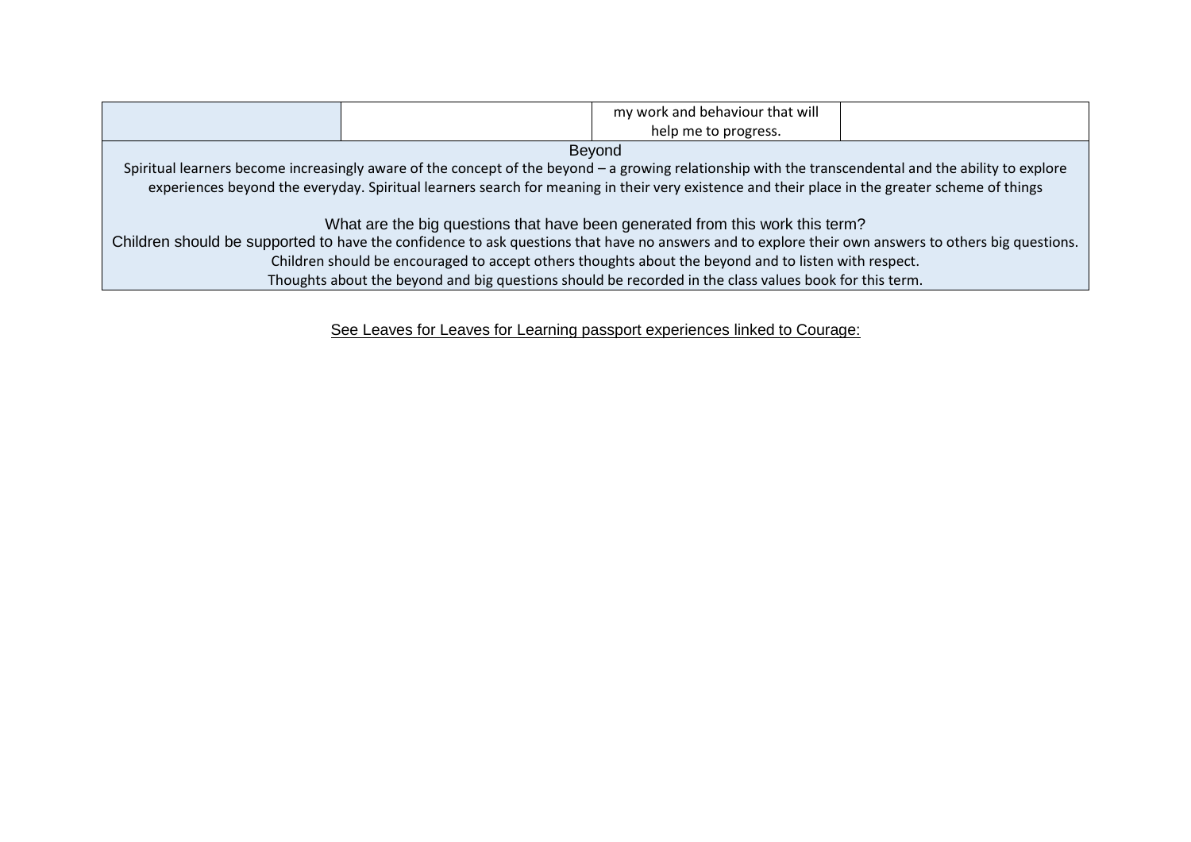|  |  | my work and behaviour that will help me to progress. |  |
| --- | --- | --- | --- |
| Beyond<br>Spiritual learners become increasingly aware of the concept of the beyond – a growing relationship with the transcendental and the ability to explore experiences beyond the everyday. Spiritual learners search for meaning in their very existence and their place in the greater scheme of things<br><br>What are the big questions that have been generated from this work this term?<br>Children should be supported to have the confidence to ask questions that have no answers and to explore their own answers to others big questions.<br>Children should be encouraged to accept others thoughts about the beyond and to listen with respect.<br>Thoughts about the beyond and big questions should be recorded in the class values book for this term. |  |  |  |

See Leaves for Leaves for Learning passport experiences linked to Courage: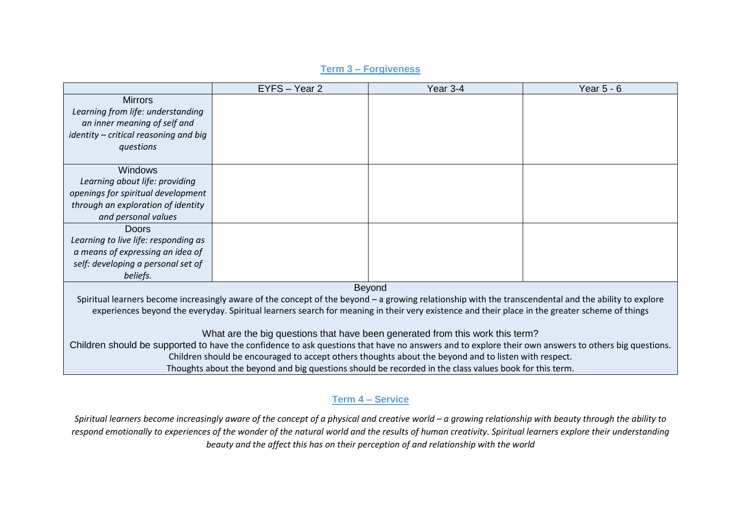## Term 3 – Forgiveness

| | EYFS – Year 2 | Year 3-4 | Year 5 - 6 |
|---|---|---|---|
| Mirrors<br>*Learning from life: understanding an inner meaning of self and identity – critical reasoning and big questions* | | | |
| Windows<br>*Learning about life: providing openings for spiritual development through an exploration of identity and personal values* | | | |
| Doors<br>*Learning to live life: responding as a means of expressing an idea of self: developing a personal set of beliefs.* | | | |

Beyond

Spiritual learners become increasingly aware of the concept of the beyond – a growing relationship with the transcendental and the ability to explore experiences beyond the everyday. Spiritual learners search for meaning in their very existence and their place in the greater scheme of things

What are the big questions that have been generated from this work this term?

Children should be supported to have the confidence to ask questions that have no answers and to explore their own answers to others big questions.

Children should be encouraged to accept others thoughts about the beyond and to listen with respect.

Thoughts about the beyond and big questions should be recorded in the class values book for this term.

## Term 4 – Service

*Spiritual learners become increasingly aware of the concept of a physical and creative world – a growing relationship with beauty through the ability to respond emotionally to experiences of the wonder of the natural world and the results of human creativity. Spiritual learners explore their understanding beauty and the affect this has on their perception of and relationship with the world*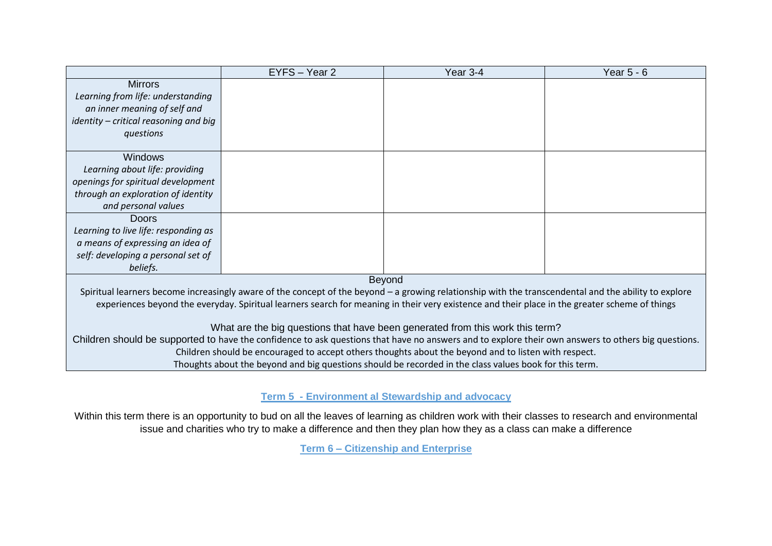| | EYFS – Year 2 | Year 3-4 | Year 5 - 6 |
|---|---|---|---|
| Mirrors<br>*Learning from life: understanding an inner meaning of self and identity – critical reasoning and big questions* | | | |
| Windows<br>*Learning about life: providing openings for spiritual development through an exploration of identity and personal values* | | | |
| Doors<br>*Learning to live life: responding as a means of expressing an idea of self: developing a personal set of beliefs.* | | | |
| Beyond<br>Spiritual learners become increasingly aware of the concept of the beyond – a growing relationship with the transcendental and the ability to explore experiences beyond the everyday. Spiritual learners search for meaning in their very existence and their place in the greater scheme of things<br><br>What are the big questions that have been generated from this work this term?<br>Children should be supported to have the confidence to ask questions that have no answers and to explore their own answers to others big questions.<br>Children should be encouraged to accept others thoughts about the beyond and to listen with respect.<br>Thoughts about the beyond and big questions should be recorded in the class values book for this term. | | | |

## Term 5 - Environment al Stewardship and advocacy

Within this term there is an opportunity to bud on all the leaves of learning as children work with their classes to research and environmental issue and charities who try to make a difference and then they plan how they as a class can make a difference

## Term 6 – Citizenship and Enterprise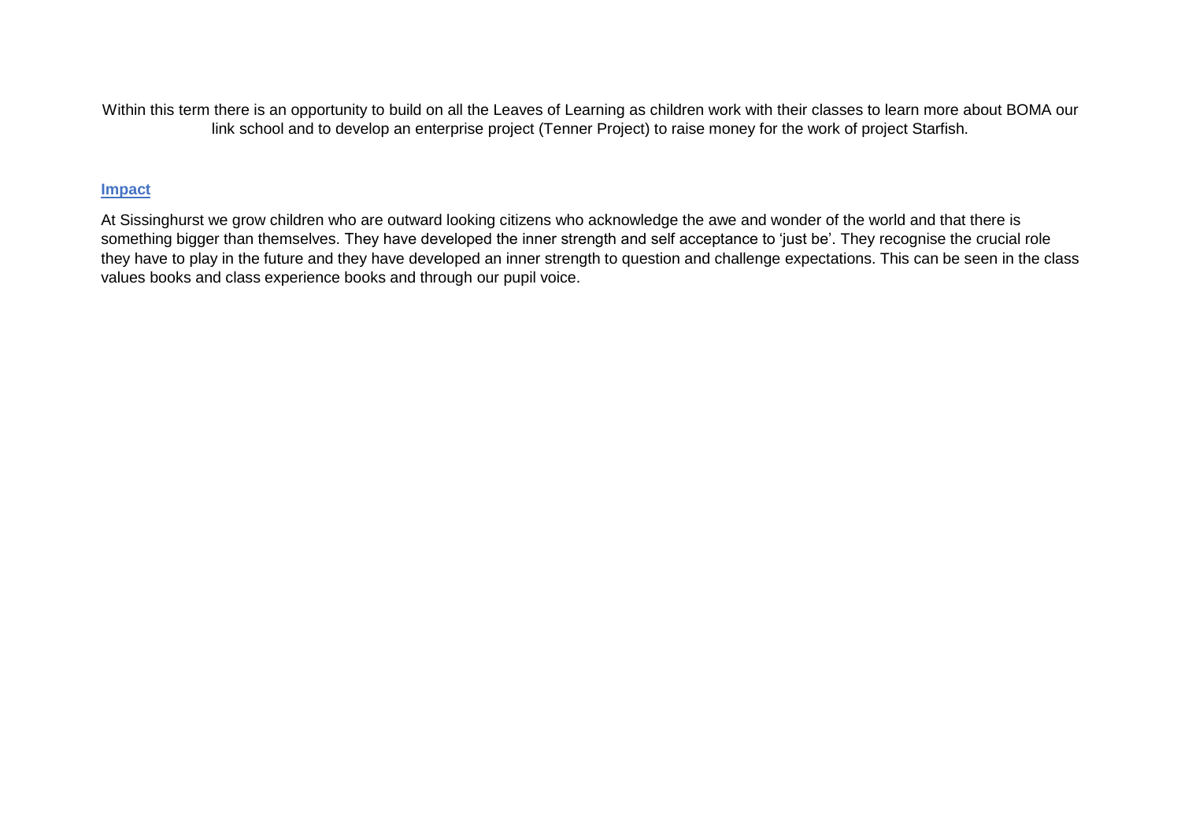Within this term there is an opportunity to build on all the Leaves of Learning as children work with their classes to learn more about BOMA our link school and to develop an enterprise project (Tenner Project) to raise money for the work of project Starfish.

## Impact

At Sissinghurst we grow children who are outward looking citizens who acknowledge the awe and wonder of the world and that there is something bigger than themselves. They have developed the inner strength and self acceptance to 'just be'. They recognise the crucial role they have to play in the future and they have developed an inner strength to question and challenge expectations. This can be seen in the class values books and class experience books and through our pupil voice.